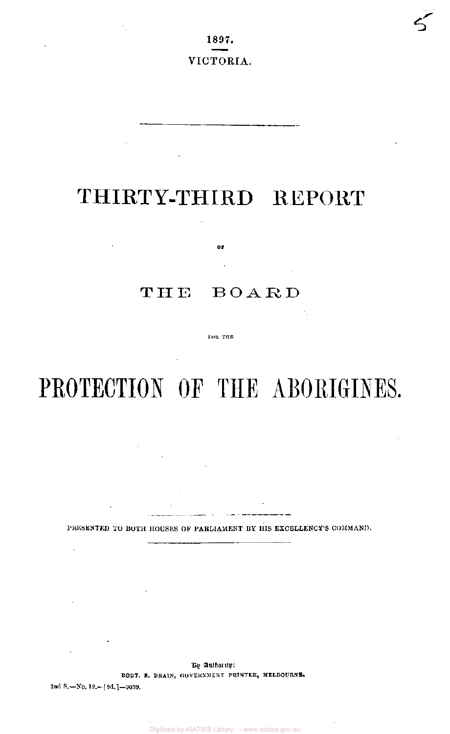1897.

VICTORIA.

# THIRTY-THIRD REPORT

OF

# THE BOARD

FOR THE

# PROTECTION OF THE ABORIGINES.

PRESENTED TO BOTH HOUSES OF PARLIAMENT BY HIS EXCELLENCY'S COMMAND.

By Authority:
ROBT. S. BRAIN, GOVERNMENT PRINTER, MELBOURNE.

2nd S.—No. 12.—[9d.]—9039.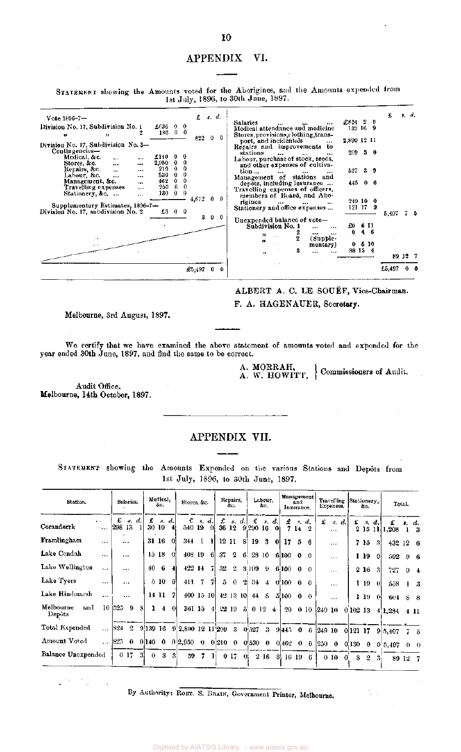## APPENDIX VI.

STATEMENT showing the Amounts voted for the Aborigines, and the Amounts expended from 1st July, 1896, to 30th June, 1897.

| | | £ s. d. | | | £ s. d. |
|---|---|---|---|---|---|
| Vote 1896-7— | | | Salaries ... ... ... | £824 2 9 | |
| Division No. 17, Subdivision No. 1 | £636 0 0 | | Medical attendance and medicine | 139 16 9 | |
| " " 2 | 186 0 0 | 822 0 0 | Stores, provisions, clothing, transport, and incidentals ... | 2,890 12 11 | |
| Division No. 17, Subdivision No. 3— Contingencies— | | | Repairs and improvements to stations ... ... ... | 209 3 0 | |
| Medical, &c. ... ... | £140 0 0 | | Labour, purchase of stock, seeds, and other expenses of cultivation ... ... ... ... | 527 3 9 | |
| Stores, &c. ... ... | 2,950 0 0 | | Management of stations and depôts, including insurance ... | 445 0 6 | |
| Repairs, &c. ... ... | 210 0 0 | | Travelling expenses of officers, members of Board, and Aborigines ... ... ... | 249 10 0 | |
| Labour, &c. ... ... | 530 0 0 | | Stationery and office expenses ... | 121 17 9 | |
| Management, &c. ... | 462 0 0 | | | | 5,407 7 5 |
| Travelling expenses ... | 250 0 0 | | Unexpended balance of vote— | | |
| Stationery, &c. ... ... | 130 0 0 | 4,672 0 0 | Subdivision No. 1 ... ... | £0 6 11 | |
| Supplementary Estimates, 1896-7— | | | " 2 ... ... | 0 4 6 | |
| Division No. 17, subdivision No. 2 | £3 0 0 | 3 0 0 | " 2 (Supplementary) | 0 5 10 | |
| | | | " 3 ... ... | 88 15 4 | 89 12 7 |
| | | £5,497 0 0 | | | £5,497 0 0 |

ALBERT A. C. LE SOUËF, Vice-Chairman.
F. A. HAGENAUER, Secretary.

Melbourne, 3rd August, 1897.

We certify that we have examined the above statement of amounts voted and expended for the year ended 30th June, 1897, and find the same to be correct.

A. MORRAH,
A. W. HOWITT, } Commissioners of Audit.

Audit Office,
Melbourne, 14th October, 1897.

## APPENDIX VII.

STATEMENT showing the Amounts Expended on the various Stations and Depôts from 1st July, 1896, to 30th June, 1897.

| Station. | Salaries. £ s. d. | Medical, &c. £ s. d. | Stores, &c. £ s. d. | Repairs, &c. £ s. d. | Labour, &c. £ s. d. | Management and Insurance. £ s. d. | Travelling Expenses. £ s. d. | Stationery, &c. £ s. d. | Total. £ s. d. |
|---|---|---|---|---|---|---|---|---|---|
| Coranderrk ... | 208 13 1 | 30 10 4 | 540 19 0 | 36 12 9 | 290 16 0 | 7 14 2 | ... | 2 15 11 | 1,208 1 3 |
| Framlingham ... | ... | 31 16 0 | 344 1 1 | 12 11 8 | 19 3 0 | 17 5 6 | ... | 7 15 3 | 432 12 6 |
| Lake Condah ... | ... | 15 18 0 | 408 19 6 | 37 2 6 | 28 10 6 | 100 0 0 | ... | 1 19 0 | 592 9 6 |
| Lake Wellington ... | ... | 40 6 4 | 422 14 7 | 52 2 3 | 109 9 6 | 100 0 0 | ... | 2 16 3 | 727 0 4 |
| Lake Tyers ... | ... | 5 10 6 | 411 7 7 | 5 0 2 | 34 4 0 | 100 0 0 | ... | 1 19 0 | 558 1 3 |
| Lake Hindmarsh ... | ... | 14 11 7 | 400 15 10 | 42 13 10 | 44 8 5 | 100 0 0 | ... | 1 19 0 | 604 8 8 |
| Melbourne and Depôts | 10 525 9 8 | 1 4 0 | 361 15 4 | 22 19 5 | 0 12 4 | 20 0 10 | 249 10 0 | 102 13 4 | 1,284 4 11 |
| Total Expended ... | 824 2 9 | 139 16 9 | 2,890 12 11 | 209 3 0 | 527 3 9 | 445 0 6 | 249 10 0 | 121 17 9 | 5,407 7 5 |
| Amount Voted ... | 825 0 0 | 140 0 0 | 2,950 0 0 | 210 0 0 | 530 0 0 | 462 0 0 | 250 0 0 | 130 0 0 | 5,497 0 0 |
| Balance Unexpended | 0 17 3 | 0 3 3 | 59 7 1 | 0 17 0 | 2 16 3 | 16 19 6 | 0 10 0 | 8 2 3 | 89 12 7 |

By Authority: ROBT. S. BRAIN, Government Printer, Melbourne.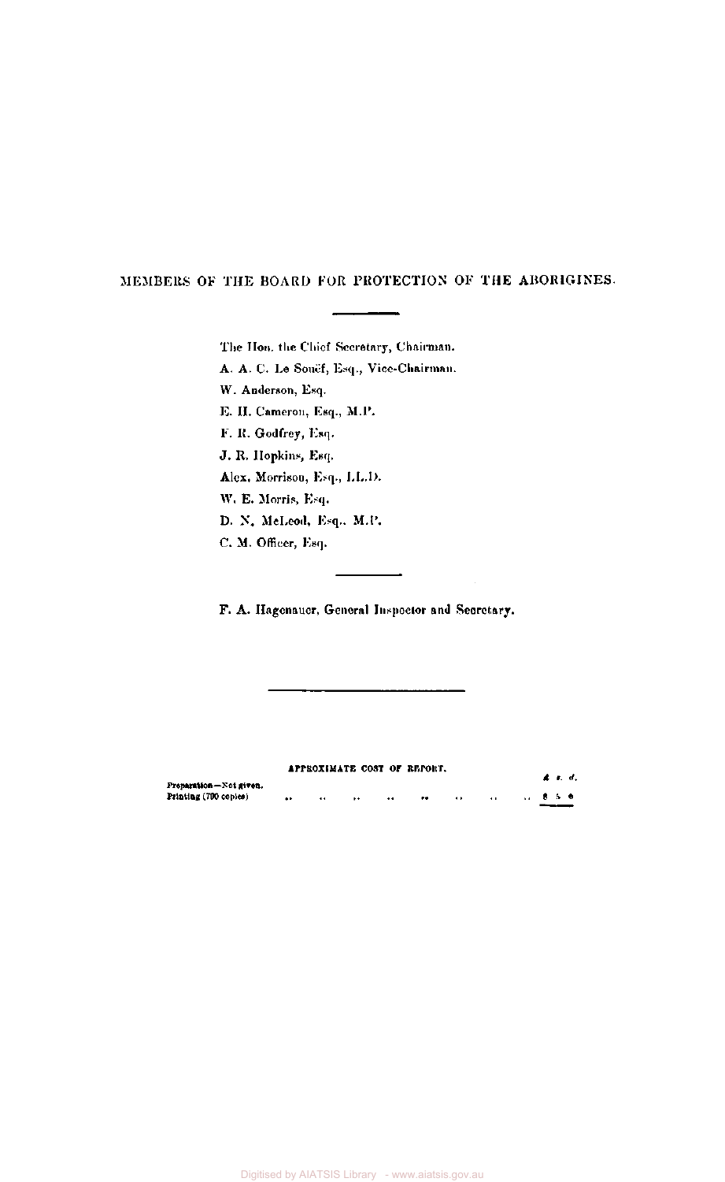## MEMBERS OF THE BOARD FOR PROTECTION OF THE ABORIGINES.

The Hon. the Chief Secretary, Chairman.

A. A. C. Le Souëf, Esq., Vice-Chairman.

W. Anderson, Esq.

E. H. Cameron, Esq., M.P.

F. R. Godfrey, Esq.

J. R. Hopkins, Esq.

Alex. Morrison, Esq., LL.D.

W. E. Morris, Esq.

D. N. McLeod, Esq., M.P.

C. M. Officer, Esq.

F. A. Hagenauer, General Inspector and Secretary.

APPROXIMATE COST OF REPORT.

| | £ s. d. |
|---|---|
| Preparation—Not given. | |
| Printing (700 copies) .. .. .. .. .. .. .. .. | 8 5 0 |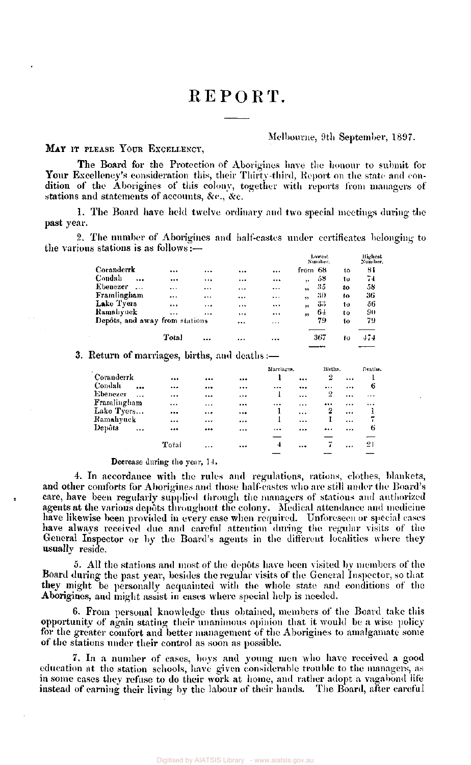# REPORT.

Melbourne, 9th September, 1897.

MAY IT PLEASE YOUR EXCELLENCY,

The Board for the Protection of Aborigines have the honour to submit for Your Excellency's consideration this, their Thirty-third, Report on the state and condition of the Aborigines of this colony, together with reports from managers of stations and statements of accounts, &c., &c.

1. The Board have held twelve ordinary and two special meetings during the past year.

2. The number of Aborigines and half-castes under certificates belonging to the various stations is as follows:—

| | Lowest Number. | | Highest Number. |
|---|---|---|---|
| Coranderrk ... ... ... ... | from 68 | to | 81 |
| Condah ... ... ... ... ... | " 58 | to | 74 |
| Ebenezer ... ... ... ... ... | " 35 | to | 58 |
| Framlingham ... ... ... ... | " 30 | to | 36 |
| Lake Tyers ... ... ... ... | " 33 | to | 56 |
| Ramahyuck ... ... ... ... | " 64 | to | 90 |
| Depôts, and away from stations ... ... | 79 | to | 79 |
| Total ... ... ... | 367 | to | 474 |

3. Return of marriages, births, and deaths:—

| | Marriages. | Births. | Deaths. |
|---|---|---|---|
| Coranderrk ... ... ... | 1 | 2 | 1 |
| Condah ... ... ... ... | ... | ... | 6 |
| Ebenezer ... ... ... ... | 1 | 2 | ... |
| Framlingham ... ... ... | ... | ... | ... |
| Lake Tyers... ... ... ... | 1 | 2 | 1 |
| Ramahyuck ... ... ... | 1 | 1 | 7 |
| Depôts ... ... ... ... | ... | ... | 6 |
| Total ... ... | 4 | 7 | 21 |

Decrease during the year, 14.

4. In accordance with the rules and regulations, rations, clothes, blankets, and other comforts for Aborigines and those half-castes who are still under the Board's care, have been regularly supplied through the managers of stations and authorized agents at the various depôts throughout the colony. Medical attendance and medicine have likewise been provided in every case when required. Unforeseen or special cases have always received due and careful attention during the regular visits of the General Inspector or by the Board's agents in the different localities where they usually reside.

5. All the stations and most of the depôts have been visited by members of the Board during the past year, besides the regular visits of the General Inspector, so that they might be personally acquainted with the whole state and conditions of the Aborigines, and might assist in cases where special help is needed.

6. From personal knowledge thus obtained, members of the Board take this opportunity of again stating their unanimous opinion that it would be a wise policy for the greater comfort and better management of the Aborigines to amalgamate some of the stations under their control as soon as possible.

7. In a number of cases, boys and young men who have received a good education at the station schools, have given considerable trouble to the managers, as in some cases they refuse to do their work at home, and rather adopt a vagabond life instead of earning their living by the labour of their hands. The Board, after careful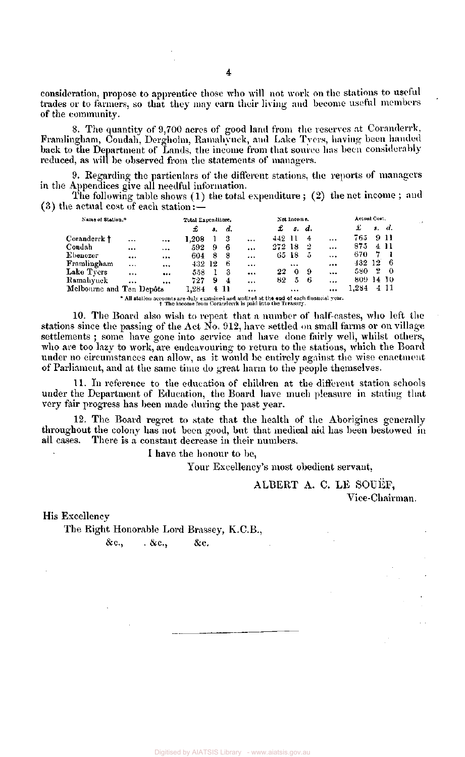consideration, propose to apprentice those who will not work on the stations to useful trades or to farmers, so that they may earn their living and become useful members of the community.

8. The quantity of 9,700 acres of good land from the reserves at Coranderrk, Framlingham, Condah, Dergholm, Ramahyuck, and Lake Tyers, having been handed back to the Department of Lands, the income from that source has been considerably reduced, as will be observed from the statements of managers.

9. Regarding the particulars of the different stations, the reports of managers in the Appendices give all needful information.

The following table shows (1) the total expenditure; (2) the net income; and (3) the actual cost of each station:—

| Name of Station.* | Total Expenditure. | | | Net Income. | | | Actual Cost. | | |
|---|---|---|---|---|---|---|---|---|---|
| | £ | s. | d. | £ | s. | d. | £ | s. | d. |
| Coranderrk † | 1,208 | 1 | 3 | 442 | 11 | 4 | 765 | 9 | 11 |
| Condah | 592 | 9 | 6 | 272 | 18 | 2 | 875 | 4 | 11 |
| Ebenezer | 604 | 8 | 8 | 65 | 18 | 5 | 670 | 7 | 1 |
| Framlingham | 432 | 12 | 6 | ... | | | 432 | 12 | 6 |
| Lake Tyers | 558 | 1 | 3 | 22 | 0 | 9 | 580 | 2 | 0 |
| Ramahyuck | 727 | 9 | 4 | 82 | 5 | 6 | 809 | 14 | 10 |
| Melbourne and Ten Depôts | 1,284 | 4 | 11 | ... | | | 1,284 | 4 | 11 |

\* All station accounts are duly examined and audited at the end of each financial year.
† The income from Coranderrk is paid into the Treasury.

10. The Board also wish to repeat that a number of half-castes, who left the stations since the passing of the Act No. 912, have settled on small farms or on village settlements; some have gone into service and have done fairly well, whilst others, who are too lazy to work, are endeavouring to return to the stations, which the Board under no circumstances can allow, as it would be entirely against the wise enactment of Parliament, and at the same time do great harm to the people themselves.

11. In reference to the education of children at the different station schools under the Department of Education, the Board have much pleasure in stating that very fair progress has been made during the past year.

12. The Board regret to state that the health of the Aborigines generally throughout the colony has not been good, but that medical aid has been bestowed in all cases. There is a constant decrease in their numbers.

I have the honour to be,

Your Excellency's most obedient servant,

ALBERT A. C. LE SOUËF,
Vice-Chairman.

His Excellency
The Right Honorable Lord Brassey, K.C.B.,
&c., &c., &c.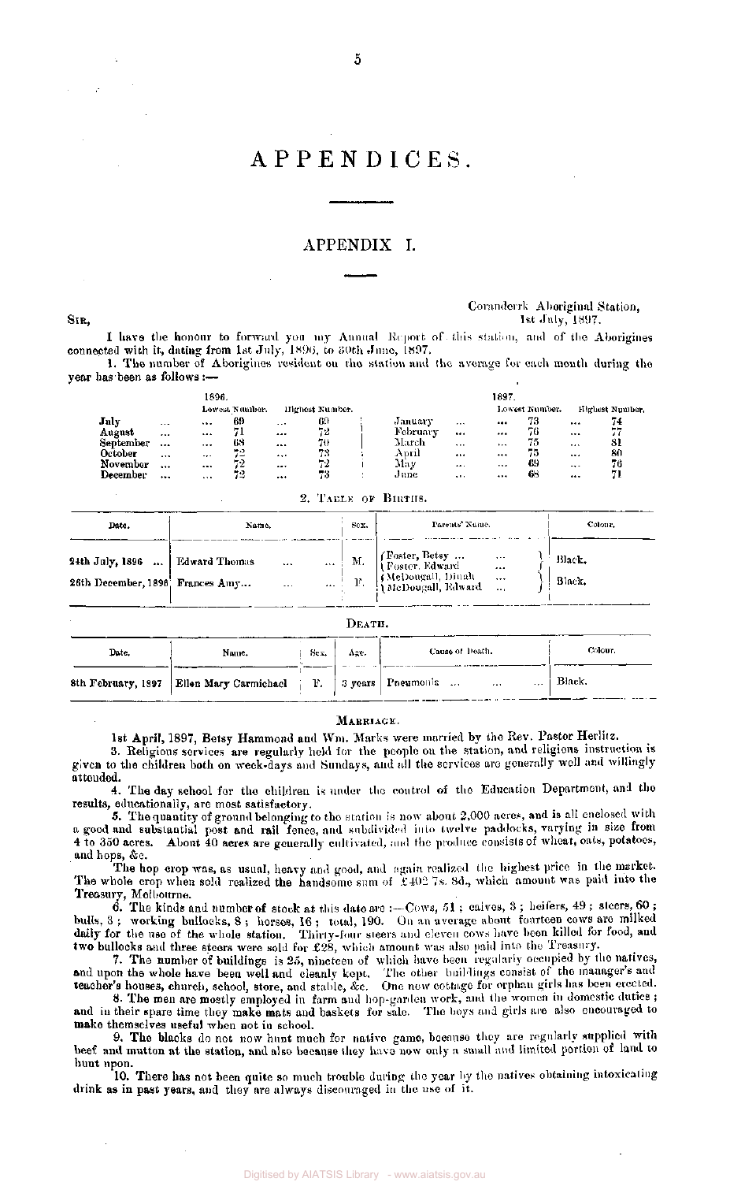# APPENDICES.

## APPENDIX I.

Coranderrk Aboriginal Station,
1st July, 1897.

SIR,

I have the honour to forward you my Annual Report of this station, and of the Aborigines connected with it, dating from 1st July, 1896, to 30th June, 1897.

1. The number of Aborigines resident on the station and the average for each month during the year has been as follows:—

| 1896. | Lowest Number. | Highest Number. | 1897. | Lowest Number. | Highest Number. |
|---|---|---|---|---|---|
| July ... | ... 69 | ... 69 | January ... | ... 73 | ... 74 |
| August ... | ... 71 | ... 72 | February ... | ... 76 | ... 77 |
| September ... | ... 68 | ... 70 | March ... | ... 75 | ... 81 |
| October ... | ... 72 | ... 73 | April ... | ... 75 | ... 80 |
| November ... | ... 72 | ... 72 | May ... | ... 69 | ... 76 |
| December ... | ... 72 | ... 73 | June ... | ... 68 | ... 71 |

2. TABLE OF BIRTHS.

| Date. | Name. | Sex. | Parents' Name. | Colour. |
|---|---|---|---|---|
| 24th July, 1896 ... | Edward Thomas ... ... | M. | Foster, Betsy ... ...; Foster, Edward ... | Black. |
| 26th December, 1896 | Frances Amy... ... ... | F. | McDougall, Dinah ...; McDougall, Edward ... | Black. |

DEATH.

| Date. | Name. | Sex. | Age. | Cause of Death. | Colour. |
|---|---|---|---|---|---|
| 8th February, 1897 | Ellen Mary Carmichael | F. | 3 years | Pneumonia ... ... ... | Black. |

MARRIAGE.

1st April, 1897, Betsy Hammond and Wm. Marks were married by the Rev. Pastor Herlitz.

3. Religious services are regularly held for the people on the station, and religious instruction is given to the children both on week-days and Sundays, and all the services are generally well and willingly attended.

4. The day school for the children is under the control of the Education Department, and the results, educationally, are most satisfactory.

5. The quantity of ground belonging to the station is now about 2,000 acres, and is all enclosed with a good and substantial post and rail fence, and subdivided into twelve paddocks, varying in size from 4 to 350 acres. About 40 acres are generally cultivated, and the produce consists of wheat, oats, potatoes, and hops, &c.

The hop crop was, as usual, heavy and good, and again realized the highest price in the market. The whole crop when sold realized the handsome sum of £402 7s. 8d., which amount was paid into the Treasury, Melbourne.

6. The kinds and number of stock at this date are:—Cows, 51; calves, 3; heifers, 49; steers, 60; bulls, 3; working bullocks, 8; horses, 16; total, 190. On an average about fourteen cows are milked daily for the use of the whole station. Thirty-four steers and eleven cows have been killed for food, and two bullocks and three steers were sold for £28, which amount was also paid into the Treasury.

7. The number of buildings is 25, nineteen of which have been regularly occupied by the natives, and upon the whole have been well and cleanly kept. The other buildings consist of the manager's and teacher's houses, church, school, store, and stable, &c. One new cottage for orphan girls has been erected.

8. The men are mostly employed in farm and hop-garden work, and the women in domestic duties; and in their spare time they make mats and baskets for sale. The boys and girls are also encouraged to make themselves useful when not in school.

9. The blacks do not now hunt much for native game, because they are regularly supplied with beef and mutton at the station, and also because they have now only a small and limited portion of land to hunt upon.

10. There has not been quite so much trouble during the year by the natives obtaining intoxicating drink as in past years, and they are always discouraged in the use of it.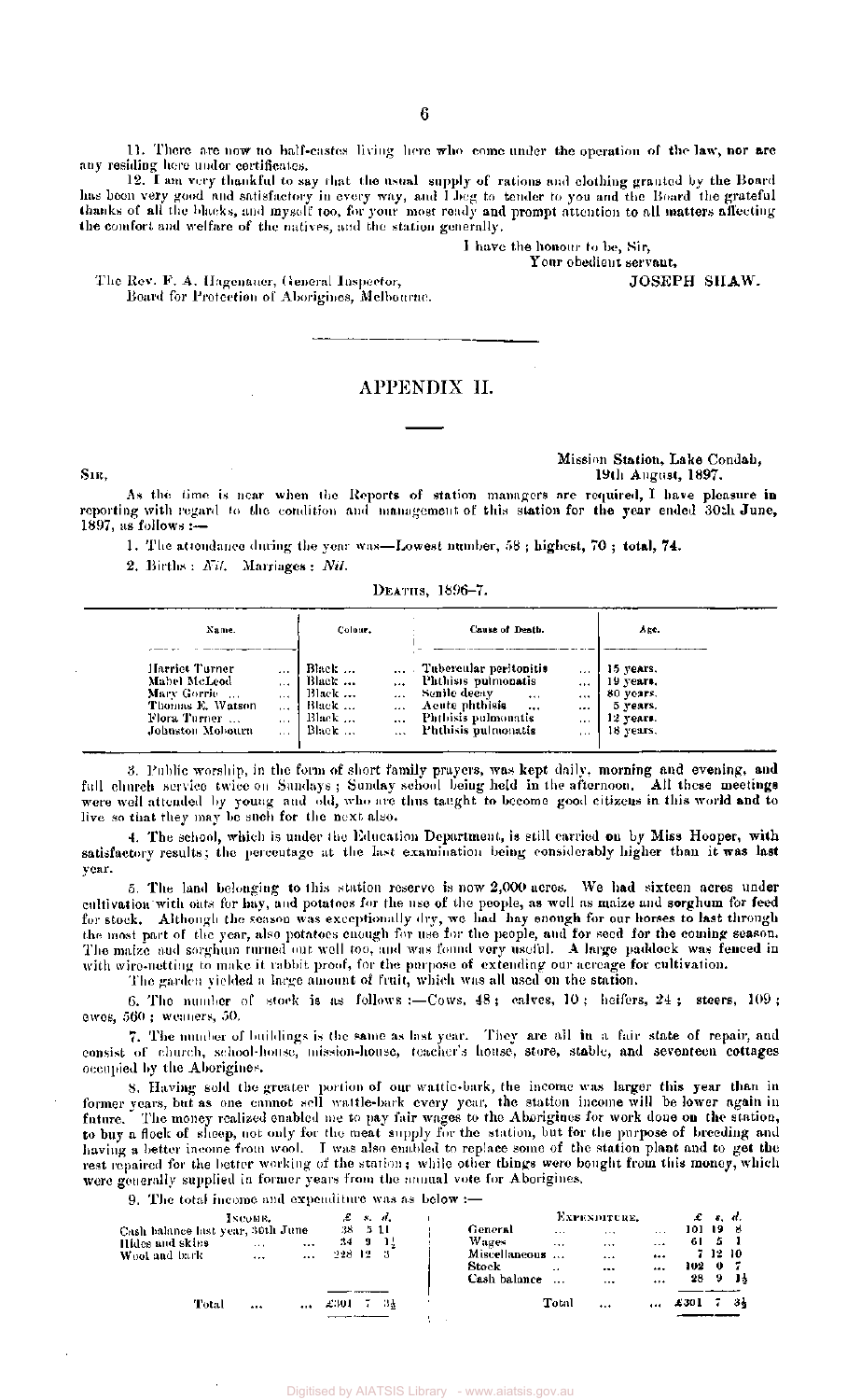11. There are now no half-castes living here who come under the operation of the law, nor are any residing here under certificates.

12. I am very thankful to say that the usual supply of rations and clothing granted by the Board has been very good and satisfactory in every way, and I beg to tender to you and the Board the grateful thanks of all the blacks, and myself too, for your most ready and prompt attention to all matters affecting the comfort and welfare of the natives, and the station generally.

I have the honour to be, Sir,
Your obedient servant,
JOSEPH SHAW.

The Rev. F. A. Hagenauer, General Inspector,
Board for Protection of Aborigines, Melbourne.

---

## APPENDIX II.

Mission Station, Lake Condah,
19th August, 1897.

SIR,

As the time is near when the Reports of station managers are required, I have pleasure in reporting with regard to the condition and management of this station for the year ended 30th June, 1897, as follows:—

1. The attendance during the year was—Lowest number, 58; highest, 70; total, 74.

2. Births: *Nil.* Marriages: *Nil.*

DEATHS, 1896–7.

| Name. | Colour. | Cause of Death. | Age. |
|---|---|---|---|
| Harriet Turner | Black | Tubercular peritonitis | 15 years. |
| Mabel McLeod | Black | Phthisis pulmonatis | 19 years. |
| Mary Gorrie | Black | Senile decay | 80 years. |
| Thomas E. Watson | Black | Acute phthisis | 5 years. |
| Flora Turner | Black | Phthisis pulmonatis | 12 years. |
| Johnston Mobourn | Black | Phthisis pulmonatis | 18 years. |

3. Public worship, in the form of short family prayers, was kept daily, morning and evening, and full church service twice on Sundays; Sunday school being held in the afternoon. All these meetings were well attended by young and old, who are thus taught to become good citizens in this world and to live so that they may be such for the next also.

4. The school, which is under the Education Department, is still carried on by Miss Hooper, with satisfactory results; the percentage at the last examination being considerably higher than it was last year.

5. The land belonging to this station reserve is now 2,000 acres. We had sixteen acres under cultivation with oats for hay, and potatoes for the use of the people, as well as maize and sorghum for feed for stock. Although the season was exceptionally dry, we had hay enough for our horses to last through the most part of the year, also potatoes enough for use for the people, and for seed for the coming season. The maize and sorghum turned out well too, and was found very useful. A large paddock was fenced in with wire-netting to make it rabbit proof, for the purpose of extending our acreage for cultivation.

The garden yielded a large amount of fruit, which was all used on the station.

6. The number of stock is as follows:—Cows, 48; calves, 10; heifers, 24; steers, 109; ewes, 560; weaners, 50.

7. The number of buildings is the same as last year. They are all in a fair state of repair, and consist of church, school-house, mission-house, teacher's house, store, stable, and seventeen cottages occupied by the Aborigines.

8. Having sold the greater portion of our wattle-bark, the income was larger this year than in former years, but as one cannot sell wattle-bark every year, the station income will be lower again in future. The money realized enabled me to pay fair wages to the Aborigines for work done on the station, to buy a flock of sheep, not only for the meat supply for the station, but for the purpose of breeding and having a better income from wool. I was also enabled to replace some of the station plant and to get the rest repaired for the better working of the station; while other things were bought from this money, which were generally supplied in former years from the annual vote for Aborigines.

9. The total income and expenditure was as below:—

| INCOME. | £ | s. | d. | EXPENDITURE. | £ | s. | d. |
|---|---|---|---|---|---|---|---|
| Cash balance last year, 30th June | 38 | 5 | 11 | General | 101 | 19 | 8 |
| Hides and skins | 34 | 9 | 1½ | Wages | 61 | 5 | 1 |
| Wool and bark | 228 | 12 | 3 | Miscellaneous | 7 | 12 | 10 |
| | | | | Stock | 102 | 0 | 7 |
| | | | | Cash balance | 28 | 9 | 1½ |
| Total | £301 | 7 | 3½ | Total | £301 | 7 | 3½ |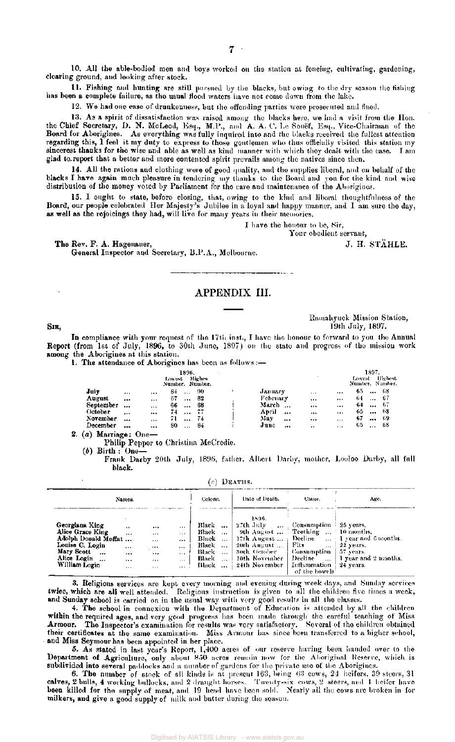10. All the able-bodied men and boys worked on the station at fencing, cultivating, gardening, clearing ground, and looking after stock.

11. Fishing and hunting are still pursued by the blacks, but owing to the dry season the fishing has been a complete failure, as the usual flood waters have not come down from the lake.

12. We had one case of drunkenness, but the offending parties were prosecuted and fined.

13. As a spirit of dissatisfaction was raised among the blacks here, we had a visit from the Hon. the Chief Secretary, D. N. McLeod, Esq., M.P., and A. A. C. Le Souëf, Esq., Vice-Chairman of the Board for Aborigines. As everything was fully inquired into and the blacks received the fullest attention regarding this, I feel it my duty to express to those gentlemen who thus officially visited this station my sincerest thanks for the wise and able as well as kind manner with which they dealt with the case. I am glad to report that a better and more contented spirit prevails among the natives since then.

14. All the rations and clothing were of good quality, and the supplies liberal, and on behalf of the blacks I have again much pleasure in tendering my thanks to the Board and you for the kind and wise distribution of the money voted by Parliament for the care and maintenance of the Aborigines.

15. I ought to state, before closing, that, owing to the kind and liberal thoughtfulness of the Board, our people celebrated Her Majesty's Jubilee in a loyal and happy manner, and I am sure the day, as well as the rejoicings they had, will live for many years in their memories.

I have the honour to be, Sir,

Your obedient servant,

J. H. STÄHLE.

The Rev. F. A. Hagenauer,
General Inspector and Secretary, B.P.A., Melbourne.

## APPENDIX III.

Ramahyuck Mission Station,
19th July, 1897.

SIR,

In compliance with your request of the 17th inst., I have the honour to forward to you the Annual Report (from 1st of July, 1896, to 30th June, 1897) on the state and progress of the mission work among the Aborigines at this station.

1. The attendance of Aborigines has been as follows:—

| 1896. | Lowest Number. | Highest Number. | 1897. | Lowest Number. | Highest Number. |
|---|---|---|---|---|---|
| July | 84 | 90 | January | 65 | 68 |
| August | 67 | 82 | February | 64 | 67 |
| September | 66 | 68 | March | 64 | 67 |
| October | 74 | 77 | April | 65 | 68 |
| November | 71 | 74 | May | 67 | 69 |
| December | 80 | 84 | June | 65 | 68 |

2. (a) Marriage: One—
Philip Pepper to Christina McCredie.

(b) Birth: One—
Frank Darby 20th July, 1896, father, Albert Darby, mother, Looloo Darby, all full black.

(c) DEATHS.

| Names. | Colour. | Date of Death. | Cause. | Age. |
|---|---|---|---|---|
| | | 1896. | | |
| Georgiana King | Black | 27th July | Consumption | 25 years. |
| Alice Grace King | Black | 9th August | Teething | 10 months. |
| Adolph Donald Moffat | Black | 17th August | Decline | 1 year and 6 months. |
| Louise C. Login | Black | 20th August | Fits | 22 years. |
| Mary Scott | Black | 30th October | Consumption | 57 years. |
| Alice Login | Black | 10th November | Decline | 1 year and 2 months. |
| William Login | Black | 24th November | Inflammation of the bowels | 24 years. |

3. Religious services are kept every morning and evening during week days, and Sunday services twice, which are all well attended. Religious instruction is given to all the children five times a week, and Sunday school is carried on in the usual way with very good results in all the classes.

4. The school in connexion with the Department of Education is attended by all the children within the required ages, and very good progress has been made through the careful teaching of Miss Armour. The Inspector's examination for results was very satisfactory. Several of the children obtained their certificates at the same examination. Miss Armour has since been transferred to a higher school, and Miss Seymour has been appointed in her place.

5. As stated in last year's Report, 1,400 acres of our reserve having been handed over to the Department of Agriculture, only about 850 acres remain now for the Aboriginal Reserve, which is subdivided into several paddocks and a number of gardens for the private use of the Aborigines.

6. The number of stock of all kinds is at present 163, being 63 cows, 24 heifers, 39 steers, 31 calves, 2 bulls, 4 working bullocks, and 2 draught horses. Twenty-six cows, 2 steers, and 1 heifer have been killed for the supply of meat, and 19 head have been sold. Nearly all the cows are broken in for milkers, and give a good supply of milk and butter during the season.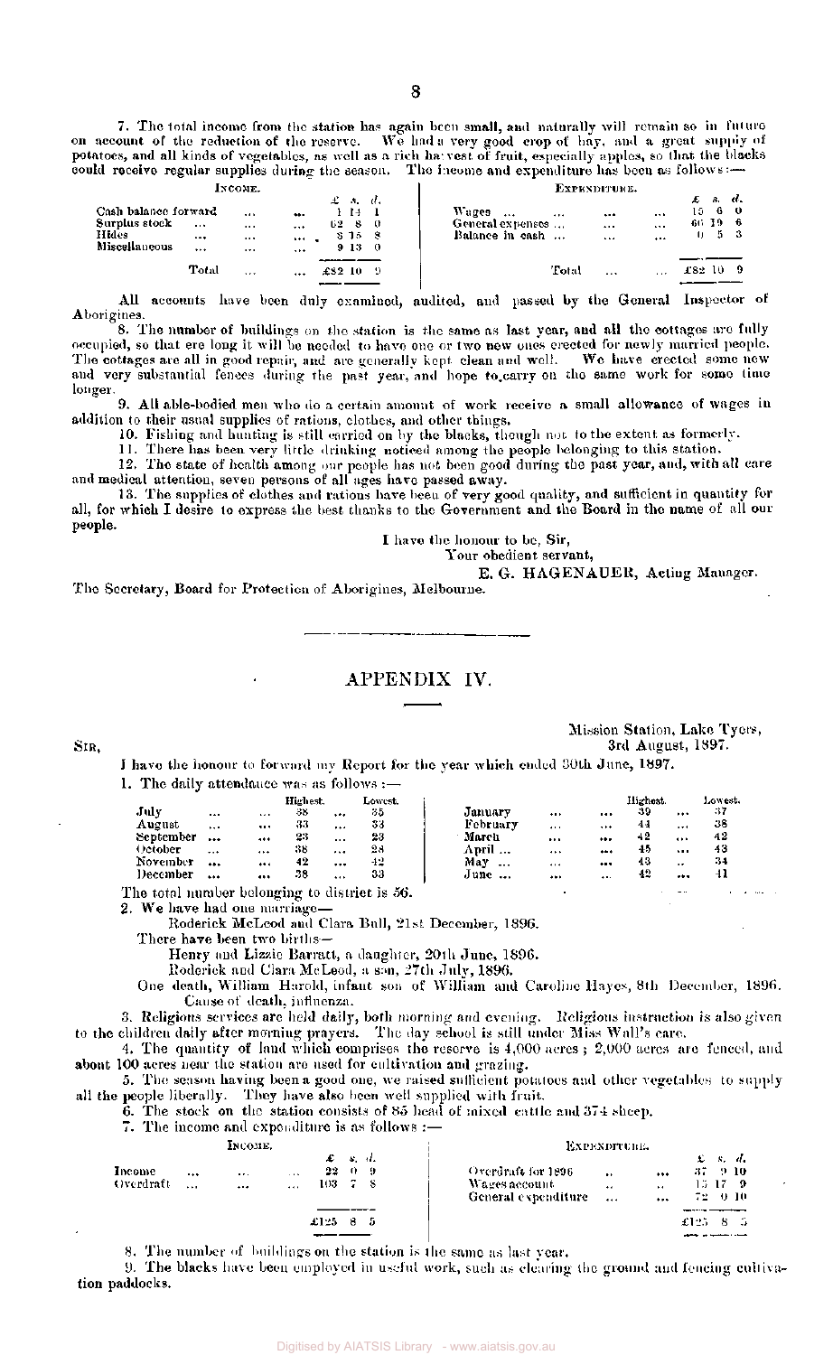7. The total income from the station has again been small, and naturally will remain so in future on account of the reduction of the reserve. We had a very good crop of hay, and a great supply of potatoes, and all kinds of vegetables, as well as a rich harvest of fruit, especially apples, so that the blacks could receive regular supplies during the season. The income and expenditure has been as follows:—

| Income. | £ s. d. | Expenditure. | £ s. d. |
|---|---|---|---|
| Cash balance forward ... ... | 1 14 1 | Wages ... ... ... | 15 6 0 |
| Surplus stock ... ... ... | 62 8 0 | General expenses ... ... ... | 66 19 6 |
| Hides ... ... ... | 8 15 8 | Balance in cash ... ... ... | 0 5 3 |
| Miscellaneous ... ... ... | 9 13 0 | | |
| Total ... ... | £82 10 9 | Total ... ... | £82 10 9 |

All accounts have been duly examined, audited, and passed by the General Inspector of Aborigines.

8. The number of buildings on the station is the same as last year, and all the cottages are fully occupied, so that ere long it will be needed to have one or two new ones erected for newly married people. The cottages are all in good repair, and are generally kept clean and well. We have erected some new and very substantial fences during the past year, and hope to carry on the same work for some time longer.

9. All able-bodied men who do a certain amount of work receive a small allowance of wages in addition to their usual supplies of rations, clothes, and other things.

10. Fishing and hunting is still carried on by the blacks, though not to the extent as formerly.

11. There has been very little drinking noticed among the people belonging to this station.

12. The state of health among our people has not been good during the past year, and, with all care and medical attention, seven persons of all ages have passed away.

13. The supplies of clothes and rations have been of very good quality, and sufficient in quantity for all, for which I desire to express the best thanks to the Government and the Board in the name of all our people.

I have the honour to be, Sir,
Your obedient servant,
E. G. HAGENAUER, Acting Manager.

The Secretary, Board for Protection of Aborigines, Melbourne.

---

## APPENDIX IV.

Mission Station, Lake Tyers,
3rd August, 1897.

Sir,

I have the honour to forward my Report for the year which ended 30th June, 1897.

1. The daily attendance was as follows:—

| | Highest. | Lowest. | | Highest. | Lowest. |
|---|---|---|---|---|---|
| July ... ... | 38 | 35 | January ... ... | 39 | 37 |
| August ... ... | 33 | 33 | February ... ... | 44 | 38 |
| September ... ... | 23 | 23 | March ... ... | 42 | 42 |
| October ... ... | 38 | 28 | April ... ... | 45 | 43 |
| November ... ... | 42 | 42 | May ... ... | 43 | 34 |
| December ... ... | 38 | 33 | June ... ... | 42 | 41 |

The total number belonging to district is 56.

2. We have had one marriage—

Roderick McLeod and Clara Bull, 21st December, 1896.

There have been two births—

Henry and Lizzie Barratt, a daughter, 20th June, 1896.

Roderick and Clara McLeod, a son, 27th July, 1896.

One death, William Harold, infant son of William and Caroline Hayes, 8th December, 1896. Cause of death, influenza.

3. Religious services are held daily, both morning and evening. Religious instruction is also given to the children daily after morning prayers. The day school is still under Miss Wall's care.

4. The quantity of land which comprises the reserve is 4,000 acres; 2,000 acres are fenced, and about 100 acres near the station are used for cultivation and grazing.

5. The season having been a good one, we raised sufficient potatoes and other vegetables to supply all the people liberally. They have also been well supplied with fruit.

6. The stock on the station consists of 85 head of mixed cattle and 374 sheep.

7. The income and expenditure is as follows:—

| Income. | £ s. d. | Expenditure. | £ s. d. |
|---|---|---|---|
| Income ... ... ... | 22 0 9 | Overdraft for 1896 ... ... | 37 9 10 |
| Overdraft ... ... ... | 103 7 8 | Wages account ... ... | 15 17 9 |
| | | General expenditure ... ... | 72 0 10 |
| | £125 8 5 | | £125 8 5 |

8. The number of buildings on the station is the same as last year.

9. The blacks have been employed in useful work, such as clearing the ground and fencing cultivation paddocks.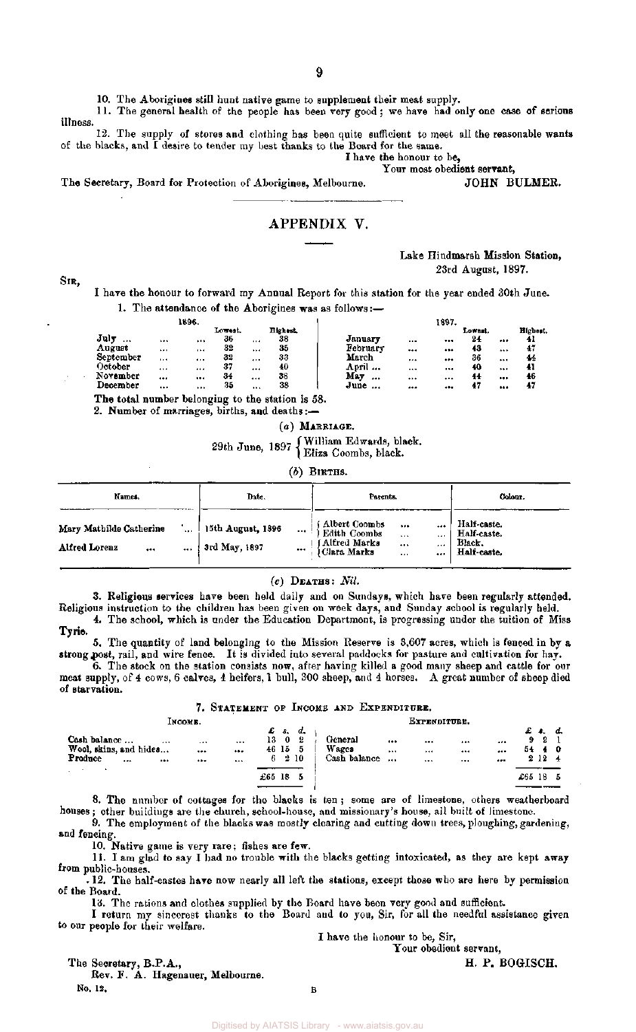10. The Aborigines still hunt native game to supplement their meat supply.

11. The general health of the people has been very good; we have had only one case of serious illness.

12. The supply of stores and clothing has been quite sufficient to meet all the reasonable wants of the blacks, and I desire to tender my best thanks to the Board for the same.

I have the honour to be,
Your most obedient servant,

The Secretary, Board for Protection of Aborigines, Melbourne. JOHN BULMER.

## APPENDIX V.

Lake Hindmarsh Mission Station,
23rd August, 1897.

SIR,

I have the honour to forward my Annual Report for this station for the year ended 30th June.

1. The attendance of the Aborigines was as follows:—

| 1896. | Lowest. | Highest. | 1897. | Lowest. | Highest. |
|---|---|---|---|---|---|
| July ... | 36 | 38 | January | 24 | 41 |
| August | 32 | 35 | February | 43 | 47 |
| September | 32 | 33 | March | 36 | 44 |
| October | 37 | 40 | April ... | 40 | 41 |
| November | 34 | 38 | May ... | 44 | 46 |
| December | 35 | 38 | June ... | 47 | 47 |

The total number belonging to the station is 58.

2. Number of marriages, births, and deaths:—

(*a*) MARRIAGE.

29th June, 1897 { William Edwards, black. Eliza Coombs, black.

(*b*) BIRTHS.

| Names. | Date. | Parents. | Colour. |
|---|---|---|---|
| Mary Mathilde Catherine | 15th August, 1896 | Albert Coombs / Edith Coombs | Half-caste. / Half-caste. |
| Alfred Lorenz | 3rd May, 1897 | Alfred Marks / Clara Marks | Black. / Half-caste. |

(*c*) DEATHS: *Nil.*

3. Religious services have been held daily and on Sundays, which have been regularly attended. Religious instruction to the children has been given on week days, and Sunday school is regularly held.

4. The school, which is under the Education Department, is progressing under the tuition of Miss Tyrie.

5. The quantity of land belonging to the Mission Reserve is 3,607 acres, which is fenced in by a strong post, rail, and wire fence. It is divided into several paddocks for pasture and cultivation for hay.

6. The stock on the station consists now, after having killed a good many sheep and cattle for our meat supply, of 4 cows, 6 calves, 4 heifers, 1 bull, 300 sheep, and 4 horses. A great number of sheep died of starvation.

7. STATEMENT OF INCOME AND EXPENDITURE.

| INCOME. | £ s. d. | EXPENDITURE. | £ s. d. |
|---|---|---|---|
| Cash balance ... | 13 0 2 | General | 9 2 1 |
| Wool, skins, and hides... | 46 15 5 | Wages | 54 4 0 |
| Produce | 6 2 10 | Cash balance ... | 2 12 4 |
| | £65 18 5 | | £65 18 5 |

8. The number of cottages for the blacks is ten; some are of limestone, others weatherboard houses; other buildings are the church, school-house, and missionary's house, all built of limestone.

9. The employment of the blacks was mostly clearing and cutting down trees, ploughing, gardening, and fencing.

10. Native game is very rare; fishes are few.

11. I am glad to say I had no trouble with the blacks getting intoxicated, as they are kept away from public-houses.

12. The half-castes have now nearly all left the stations, except those who are here by permission of the Board.

13. The rations and clothes supplied by the Board have been very good and sufficient.

I return my sincerest thanks to the Board and to you, Sir, for all the needful assistance given to our people for their welfare.

I have the honour to be, Sir,
Your obedient servant,

The Secretary, B.P.A.,
Rev. F. A. Hagenauer, Melbourne. H. P. BOGISCH.

No. 12.